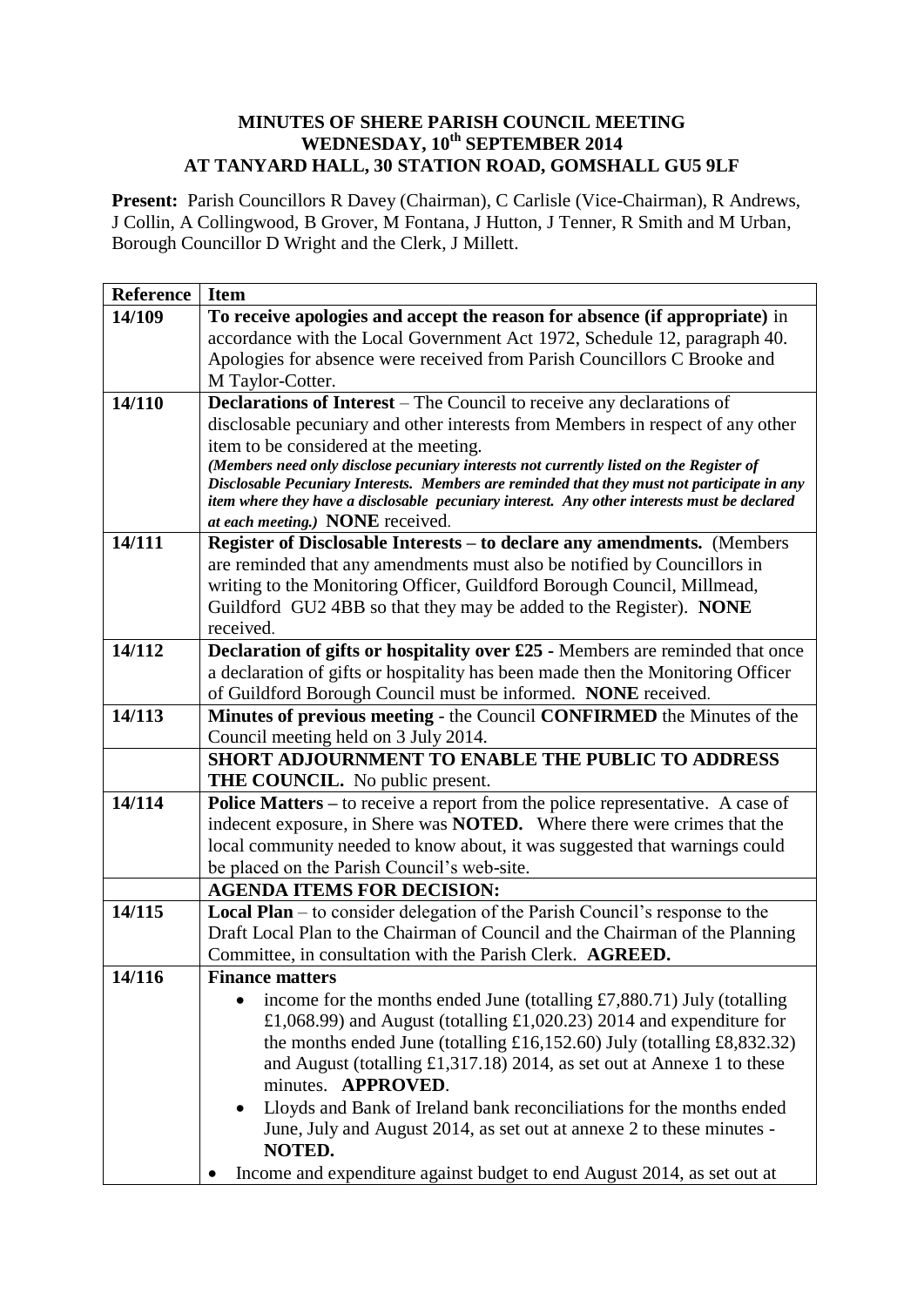**MINUTES OF SHERE PARISH COUNCIL MEETING**
**WEDNESDAY, 10th SEPTEMBER 2014**
**AT TANYARD HALL, 30 STATION ROAD, GOMSHALL GU5 9LF**

**Present:** Parish Councillors R Davey (Chairman), C Carlisle (Vice-Chairman), R Andrews, J Collin, A Collingwood, B Grover, M Fontana, J Hutton, J Tenner, R Smith and M Urban, Borough Councillor D Wright and the Clerk, J Millett.

| Reference | Item |
|---|---|
| **14/109** | **To receive apologies and accept the reason for absence (if appropriate)** in accordance with the Local Government Act 1972, Schedule 12, paragraph 40. Apologies for absence were received from Parish Councillors C Brooke and M Taylor-Cotter. |
| **14/110** | **Declarations of Interest** – The Council to receive any declarations of disclosable pecuniary and other interests from Members in respect of any other item to be considered at the meeting. ***(Members need only disclose pecuniary interests not currently listed on the Register of Disclosable Pecuniary Interests. Members are reminded that they must not participate in any item where they have a disclosable pecuniary interest. Any other interests must be declared at each meeting.)*** **NONE** received. |
| **14/111** | **Register of Disclosable Interests – to declare any amendments.** (Members are reminded that any amendments must also be notified by Councillors in writing to the Monitoring Officer, Guildford Borough Council, Millmead, Guildford GU2 4BB so that they may be added to the Register). **NONE** received. |
| **14/112** | **Declaration of gifts or hospitality over £25 -** Members are reminded that once a declaration of gifts or hospitality has been made then the Monitoring Officer of Guildford Borough Council must be informed. **NONE** received. |
| **14/113** | **Minutes of previous meeting** - the Council **CONFIRMED** the Minutes of the Council meeting held on 3 July 2014. |
| | **SHORT ADJOURNMENT TO ENABLE THE PUBLIC TO ADDRESS THE COUNCIL.** No public present. |
| **14/114** | **Police Matters –** to receive a report from the police representative. A case of indecent exposure, in Shere was **NOTED.** Where there were crimes that the local community needed to know about, it was suggested that warnings could be placed on the Parish Council's web-site. |
| | **AGENDA ITEMS FOR DECISION:** |
| **14/115** | **Local Plan** – to consider delegation of the Parish Council's response to the Draft Local Plan to the Chairman of Council and the Chairman of the Planning Committee, in consultation with the Parish Clerk. **AGREED.** |
| **14/116** | **Finance matters**<br>• income for the months ended June (totalling £7,880.71) July (totalling £1,068.99) and August (totalling £1,020.23) 2014 and expenditure for the months ended June (totalling £16,152.60) July (totalling £8,832.32) and August (totalling £1,317.18) 2014, as set out at Annexe 1 to these minutes. **APPROVED**.<br>• Lloyds and Bank of Ireland bank reconciliations for the months ended June, July and August 2014, as set out at annexe 2 to these minutes - **NOTED.**<br>• Income and expenditure against budget to end August 2014, as set out at |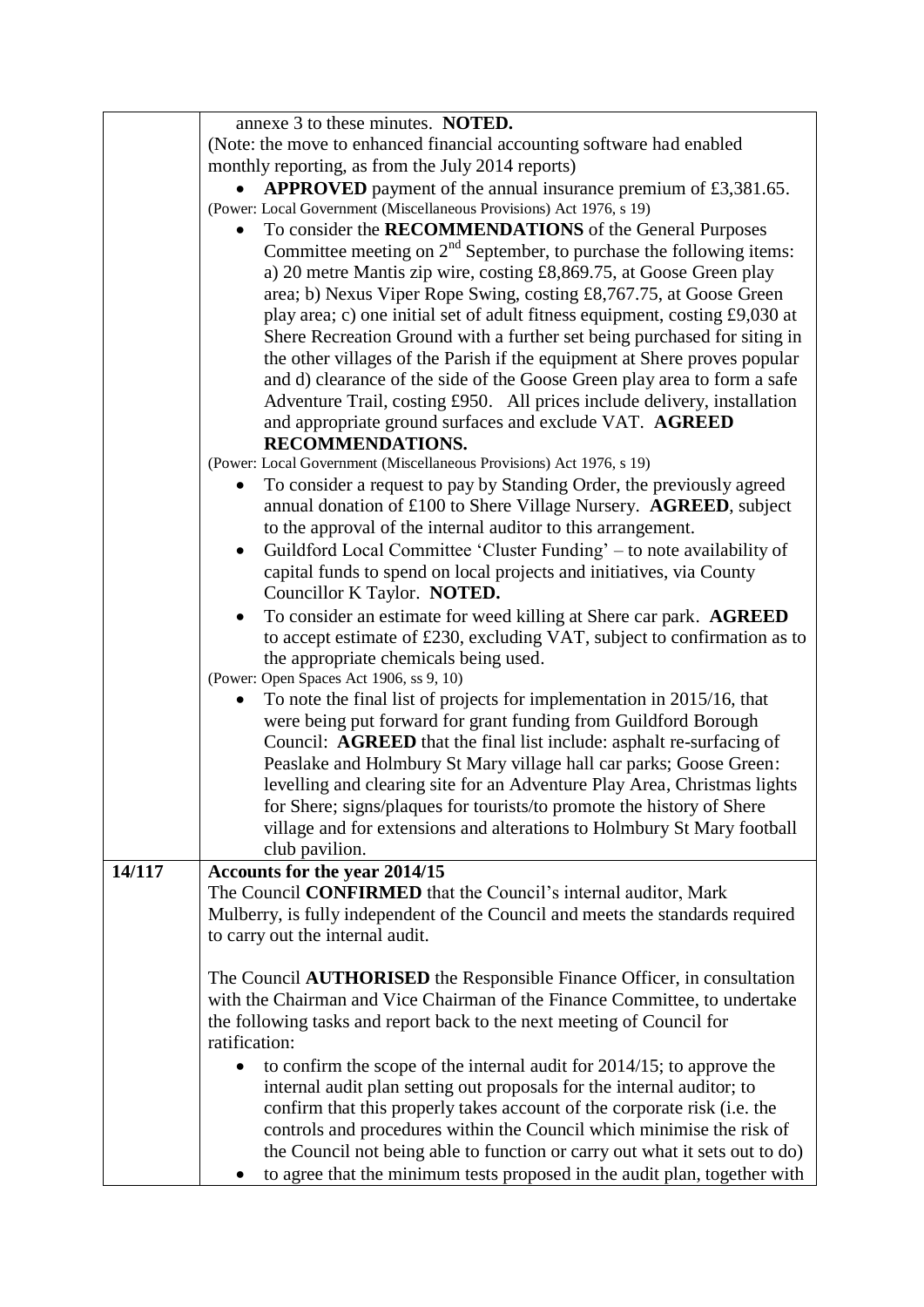| | |
|---|---|
| | annexe 3 to these minutes. **NOTED.**<br>(Note: the move to enhanced financial accounting software had enabled monthly reporting, as from the July 2014 reports)<br>• **APPROVED** payment of the annual insurance premium of £3,381.65.<br>(Power: Local Government (Miscellaneous Provisions) Act 1976, s 19)<br>• To consider the **RECOMMENDATIONS** of the General Purposes Committee meeting on 2nd September, to purchase the following items: a) 20 metre Mantis zip wire, costing £8,869.75, at Goose Green play area; b) Nexus Viper Rope Swing, costing £8,767.75, at Goose Green play area; c) one initial set of adult fitness equipment, costing £9,030 at Shere Recreation Ground with a further set being purchased for siting in the other villages of the Parish if the equipment at Shere proves popular and d) clearance of the side of the Goose Green play area to form a safe Adventure Trail, costing £950. All prices include delivery, installation and appropriate ground surfaces and exclude VAT. **AGREED RECOMMENDATIONS.**<br>(Power: Local Government (Miscellaneous Provisions) Act 1976, s 19)<br>• To consider a request to pay by Standing Order, the previously agreed annual donation of £100 to Shere Village Nursery. **AGREED**, subject to the approval of the internal auditor to this arrangement.<br>• Guildford Local Committee 'Cluster Funding' – to note availability of capital funds to spend on local projects and initiatives, via County Councillor K Taylor. **NOTED.**<br>• To consider an estimate for weed killing at Shere car park. **AGREED** to accept estimate of £230, excluding VAT, subject to confirmation as to the appropriate chemicals being used.<br>(Power: Open Spaces Act 1906, ss 9, 10)<br>• To note the final list of projects for implementation in 2015/16, that were being put forward for grant funding from Guildford Borough Council: **AGREED** that the final list include: asphalt re-surfacing of Peaslake and Holmbury St Mary village hall car parks; Goose Green: levelling and clearing site for an Adventure Play Area, Christmas lights for Shere; signs/plaques for tourists/to promote the history of Shere village and for extensions and alterations to Holmbury St Mary football club pavilion. |
| **14/117** | **Accounts for the year 2014/15**<br>The Council **CONFIRMED** that the Council's internal auditor, Mark Mulberry, is fully independent of the Council and meets the standards required to carry out the internal audit.<br><br>The Council **AUTHORISED** the Responsible Finance Officer, in consultation with the Chairman and Vice Chairman of the Finance Committee, to undertake the following tasks and report back to the next meeting of Council for ratification:<br>• to confirm the scope of the internal audit for 2014/15; to approve the internal audit plan setting out proposals for the internal auditor; to confirm that this properly takes account of the corporate risk (i.e. the controls and procedures within the Council which minimise the risk of the Council not being able to function or carry out what it sets out to do)<br>• to agree that the minimum tests proposed in the audit plan, together with |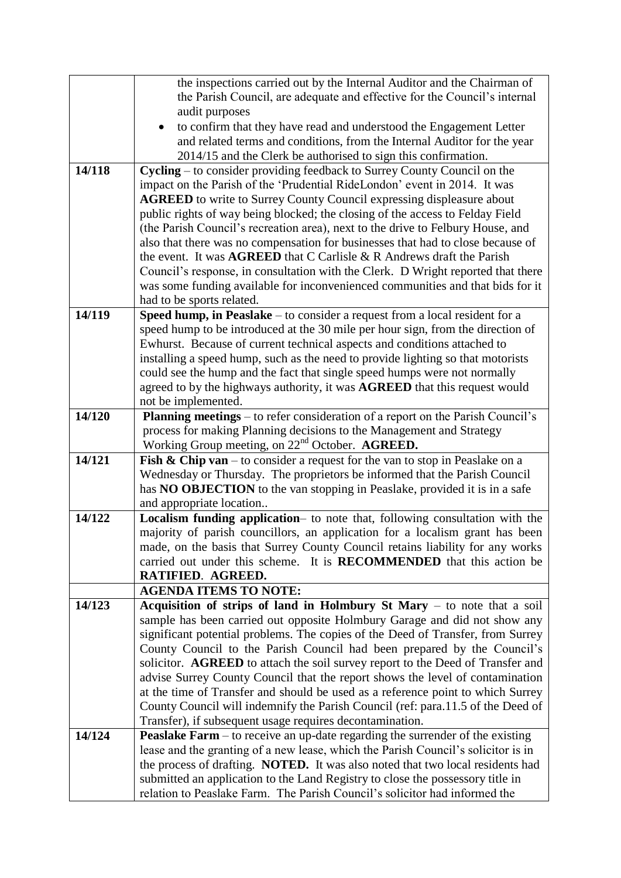| | |
|---|---|
| | the inspections carried out by the Internal Auditor and the Chairman of the Parish Council, are adequate and effective for the Council's internal audit purposes<br>• to confirm that they have read and understood the Engagement Letter and related terms and conditions, from the Internal Auditor for the year 2014/15 and the Clerk be authorised to sign this confirmation. |
| **14/118** | **Cycling** – to consider providing feedback to Surrey County Council on the impact on the Parish of the 'Prudential RideLondon' event in 2014. It was **AGREED** to write to Surrey County Council expressing displeasure about public rights of way being blocked; the closing of the access to Felday Field (the Parish Council's recreation area), next to the drive to Felbury House, and also that there was no compensation for businesses that had to close because of the event. It was **AGREED** that C Carlisle & R Andrews draft the Parish Council's response, in consultation with the Clerk. D Wright reported that there was some funding available for inconvenienced communities and that bids for it had to be sports related. |
| **14/119** | **Speed hump, in Peaslake** – to consider a request from a local resident for a speed hump to be introduced at the 30 mile per hour sign, from the direction of Ewhurst. Because of current technical aspects and conditions attached to installing a speed hump, such as the need to provide lighting so that motorists could see the hump and the fact that single speed humps were not normally agreed to by the highways authority, it was **AGREED** that this request would not be implemented. |
| **14/120** | **Planning meetings** – to refer consideration of a report on the Parish Council's process for making Planning decisions to the Management and Strategy Working Group meeting, on 22nd October. **AGREED.** |
| **14/121** | **Fish & Chip van** – to consider a request for the van to stop in Peaslake on a Wednesday or Thursday. The proprietors be informed that the Parish Council has **NO OBJECTION** to the van stopping in Peaslake, provided it is in a safe and appropriate location.. |
| **14/122** | **Localism funding application**– to note that, following consultation with the majority of parish councillors, an application for a localism grant has been made, on the basis that Surrey County Council retains liability for any works carried out under this scheme. It is **RECOMMENDED** that this action be **RATIFIED**. **AGREED.** |
| | **AGENDA ITEMS TO NOTE:** |
| **14/123** | **Acquisition of strips of land in Holmbury St Mary** – to note that a soil sample has been carried out opposite Holmbury Garage and did not show any significant potential problems. The copies of the Deed of Transfer, from Surrey County Council to the Parish Council had been prepared by the Council's solicitor. **AGREED** to attach the soil survey report to the Deed of Transfer and advise Surrey County Council that the report shows the level of contamination at the time of Transfer and should be used as a reference point to which Surrey County Council will indemnify the Parish Council (ref: para.11.5 of the Deed of Transfer), if subsequent usage requires decontamination. |
| **14/124** | **Peaslake Farm** – to receive an up-date regarding the surrender of the existing lease and the granting of a new lease, which the Parish Council's solicitor is in the process of drafting. **NOTED.** It was also noted that two local residents had submitted an application to the Land Registry to close the possessory title in relation to Peaslake Farm. The Parish Council's solicitor had informed the |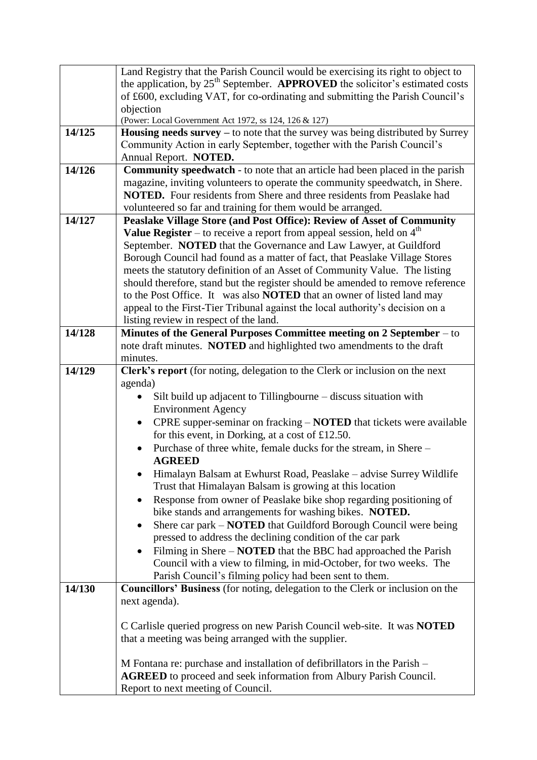| | |
|---|---|
| | Land Registry that the Parish Council would be exercising its right to object to the application, by 25th September. **APPROVED** the solicitor's estimated costs of £600, excluding VAT, for co-ordinating and submitting the Parish Council's objection (Power: Local Government Act 1972, ss 124, 126 & 127) |
| **14/125** | **Housing needs survey –** to note that the survey was being distributed by Surrey Community Action in early September, together with the Parish Council's Annual Report. **NOTED.** |
| **14/126** | **Community speedwatch** - to note that an article had been placed in the parish magazine, inviting volunteers to operate the community speedwatch, in Shere. **NOTED.** Four residents from Shere and three residents from Peaslake had volunteered so far and training for them would be arranged. |
| **14/127** | **Peaslake Village Store (and Post Office): Review of Asset of Community Value Register** – to receive a report from appeal session, held on 4th September. **NOTED** that the Governance and Law Lawyer, at Guildford Borough Council had found as a matter of fact, that Peaslake Village Stores meets the statutory definition of an Asset of Community Value. The listing should therefore, stand but the register should be amended to remove reference to the Post Office. It was also **NOTED** that an owner of listed land may appeal to the First-Tier Tribunal against the local authority's decision on a listing review in respect of the land. |
| **14/128** | **Minutes of the General Purposes Committee meeting on 2 September** – to note draft minutes. **NOTED** and highlighted two amendments to the draft minutes. |
| **14/129** | **Clerk's report** (for noting, delegation to the Clerk or inclusion on the next agenda)<br>• Silt build up adjacent to Tillingbourne – discuss situation with Environment Agency<br>• CPRE supper-seminar on fracking – **NOTED** that tickets were available for this event, in Dorking, at a cost of £12.50.<br>• Purchase of three white, female ducks for the stream, in Shere – **AGREED**<br>• Himalayn Balsam at Ewhurst Road, Peaslake – advise Surrey Wildlife Trust that Himalayan Balsam is growing at this location<br>• Response from owner of Peaslake bike shop regarding positioning of bike stands and arrangements for washing bikes. **NOTED.**<br>• Shere car park – **NOTED** that Guildford Borough Council were being pressed to address the declining condition of the car park<br>• Filming in Shere – **NOTED** that the BBC had approached the Parish Council with a view to filming, in mid-October, for two weeks. The Parish Council's filming policy had been sent to them. |
| **14/130** | **Councillors' Business** (for noting, delegation to the Clerk or inclusion on the next agenda).<br><br>C Carlisle queried progress on new Parish Council web-site. It was **NOTED** that a meeting was being arranged with the supplier.<br><br>M Fontana re: purchase and installation of defibrillators in the Parish – **AGREED** to proceed and seek information from Albury Parish Council. Report to next meeting of Council. |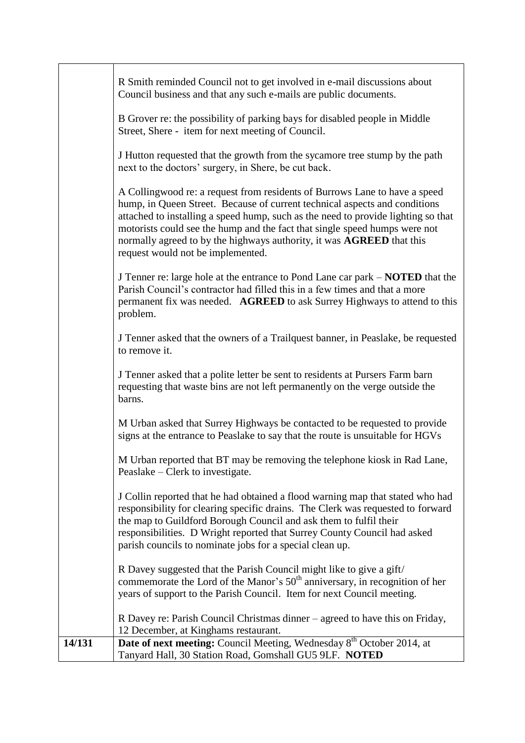| | |
|---|---|
| | R Smith reminded Council not to get involved in e-mail discussions about Council business and that any such e-mails are public documents.<br><br>B Grover re: the possibility of parking bays for disabled people in Middle Street, Shere - item for next meeting of Council.<br><br>J Hutton requested that the growth from the sycamore tree stump by the path next to the doctors' surgery, in Shere, be cut back.<br><br>A Collingwood re: a request from residents of Burrows Lane to have a speed hump, in Queen Street. Because of current technical aspects and conditions attached to installing a speed hump, such as the need to provide lighting so that motorists could see the hump and the fact that single speed humps were not normally agreed to by the highways authority, it was **AGREED** that this request would not be implemented.<br><br>J Tenner re: large hole at the entrance to Pond Lane car park – **NOTED** that the Parish Council's contractor had filled this in a few times and that a more permanent fix was needed. **AGREED** to ask Surrey Highways to attend to this problem.<br><br>J Tenner asked that the owners of a Trailquest banner, in Peaslake, be requested to remove it.<br><br>J Tenner asked that a polite letter be sent to residents at Pursers Farm barn requesting that waste bins are not left permanently on the verge outside the barns.<br><br>M Urban asked that Surrey Highways be contacted to be requested to provide signs at the entrance to Peaslake to say that the route is unsuitable for HGVs<br><br>M Urban reported that BT may be removing the telephone kiosk in Rad Lane, Peaslake – Clerk to investigate.<br><br>J Collin reported that he had obtained a flood warning map that stated who had responsibility for clearing specific drains. The Clerk was requested to forward the map to Guildford Borough Council and ask them to fulfil their responsibilities. D Wright reported that Surrey County Council had asked parish councils to nominate jobs for a special clean up.<br><br>R Davey suggested that the Parish Council might like to give a gift/ commemorate the Lord of the Manor's 50th anniversary, in recognition of her years of support to the Parish Council. Item for next Council meeting.<br><br>R Davey re: Parish Council Christmas dinner – agreed to have this on Friday, 12 December, at Kinghams restaurant. |
| 14/131 | **Date of next meeting:** Council Meeting, Wednesday 8th October 2014, at Tanyard Hall, 30 Station Road, Gomshall GU5 9LF. **NOTED** |